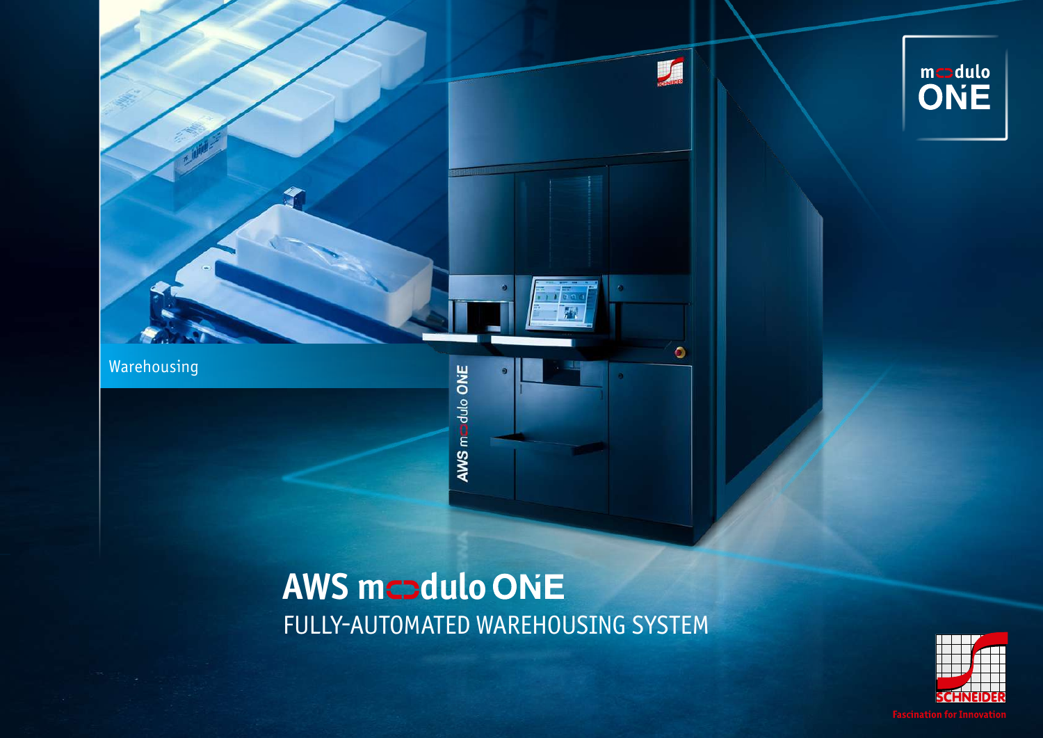modulo ONE

Warehousing

# AWS modulo ONE

## FULLY-AUTOMATED WAREHOUSING SYSTEM

SCHNEIDER

Fascination for Innovation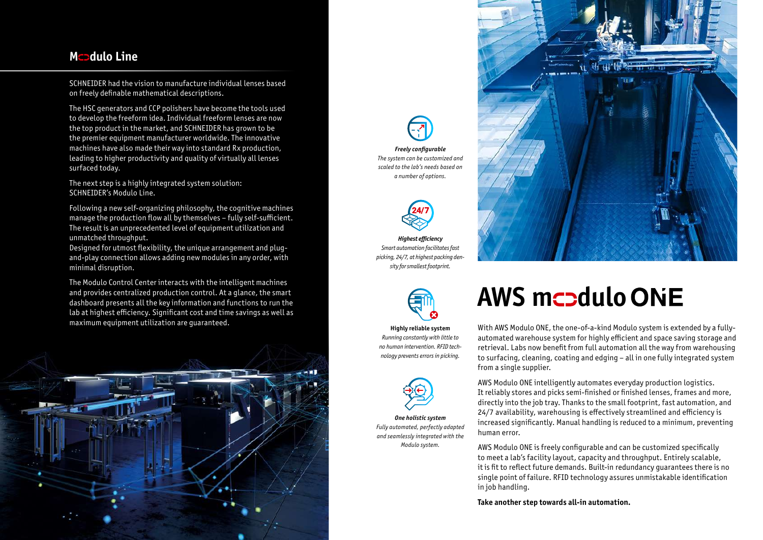## Modulo Line

SCHNEIDER had the vision to manufacture individual lenses based on freely definable mathematical descriptions.

The HSC generators and CCP polishers have become the tools used to develop the freeform idea. Individual freeform lenses are now the top product in the market, and SCHNEIDER has grown to be the premier equipment manufacturer worldwide. The innovative machines have also made their way into standard Rx production, leading to higher productivity and quality of virtually all lenses surfaced today.

The next step is a highly integrated system solution: SCHNEIDER's Modulo Line.

Following a new self-organizing philosophy, the cognitive machines manage the production flow all by themselves – fully self-sufficient. The result is an unprecedented level of equipment utilization and unmatched throughput.
Designed for utmost flexibility, the unique arrangement and plug-and-play connection allows adding new modules in any order, with minimal disruption.

The Modulo Control Center interacts with the intelligent machines and provides centralized production control. At a glance, the smart dashboard presents all the key information and functions to run the lab at highest efficiency. Significant cost and time savings as well as maximum equipment utilization are guaranteed.

***Freely configurable***
*The system can be customized and scaled to the lab's needs based on a number of options.*

***Highest efficiency***
*Smart automation facilitates fast picking, 24/7, at highest packing density for smallest footprint.*

**Highly reliable system**
*Running constantly with little to no human intervention. RFID technology prevents errors in picking.*

***One holistic system***
*Fully automated, perfectly adapted and seamlessly integrated with the Modulo system.*

# AWS modulo ONE

With AWS Modulo ONE, the one-of-a-kind Modulo system is extended by a fully-automated warehouse system for highly efficient and space saving storage and retrieval. Labs now benefit from full automation all the way from warehousing to surfacing, cleaning, coating and edging – all in one fully integrated system from a single supplier.

AWS Modulo ONE intelligently automates everyday production logistics. It reliably stores and picks semi-finished or finished lenses, frames and more, directly into the job tray. Thanks to the small footprint, fast automation, and 24/7 availability, warehousing is effectively streamlined and efficiency is increased significantly. Manual handling is reduced to a minimum, preventing human error.

AWS Modulo ONE is freely configurable and can be customized specifically to meet a lab's facility layout, capacity and throughput. Entirely scalable, it is fit to reflect future demands. Built-in redundancy guarantees there is no single point of failure. RFID technology assures unmistakable identification in job handling.

**Take another step towards all-in automation.**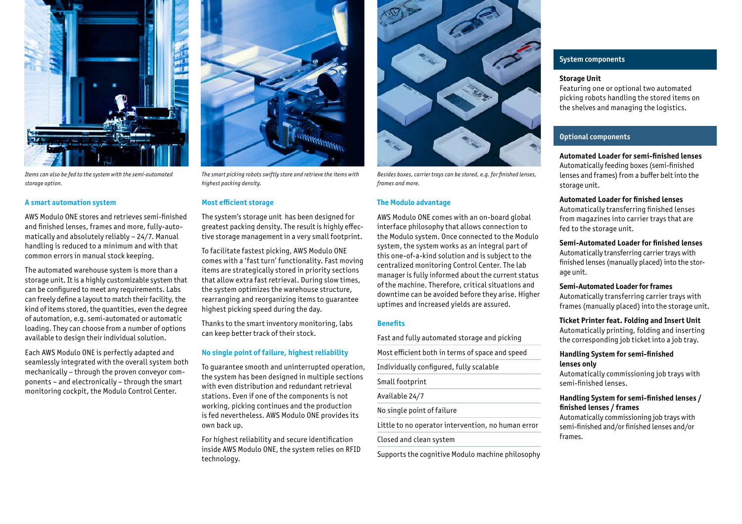*Items can also be fed to the system with the semi-automated storage option.*

*The smart picking robots swiftly store and retrieve the items with highest packing density.*

*Besides boxes, carrier trays can be stored, e.g. for finished lenses, frames and more.*

### A smart automation system

AWS Modulo ONE stores and retrieves semi-finished and finished lenses, frames and more, fully-automatically and absolutely reliably – 24/7. Manual handling is reduced to a minimum and with that common errors in manual stock keeping.

The automated warehouse system is more than a storage unit. It is a highly customizable system that can be configured to meet any requirements. Labs can freely define a layout to match their facility, the kind of items stored, the quantities, even the degree of automation, e.g. semi-automated or automatic loading. They can choose from a number of options available to design their individual solution.

Each AWS Modulo ONE is perfectly adapted and seamlessly integrated with the overall system both mechanically – through the proven conveyor components – and electronically – through the smart monitoring cockpit, the Modulo Control Center.

### Most efficient storage

The system's storage unit has been designed for greatest packing density. The result is highly effective storage management in a very small footprint.

To facilitate fastest picking, AWS Modulo ONE comes with a 'fast turn' functionality. Fast moving items are strategically stored in priority sections that allow extra fast retrieval. During slow times, the system optimizes the warehouse structure, rearranging and reorganizing items to guarantee highest picking speed during the day.

Thanks to the smart inventory monitoring, labs can keep better track of their stock.

### No single point of failure, highest reliability

To guarantee smooth and uninterrupted operation, the system has been designed in multiple sections with even distribution and redundant retrieval stations. Even if one of the components is not working, picking continues and the production is fed nevertheless. AWS Modulo ONE provides its own back up.

For highest reliability and secure identification inside AWS Modulo ONE, the system relies on RFID technology.

### The Modulo advantage

AWS Modulo ONE comes with an on-board global interface philosophy that allows connection to the Modulo system. Once connected to the Modulo system, the system works as an integral part of this one-of-a-kind solution and is subject to the centralized monitoring Control Center. The lab manager is fully informed about the current status of the machine. Therefore, critical situations and downtime can be avoided before they arise. Higher uptimes and increased yields are assured.

### Benefits

- Fast and fully automated storage and picking
- Most efficient both in terms of space and speed
- Individually configured, fully scalable
- Small footprint
- Available 24/7
- No single point of failure
- Little to no operator intervention, no human error
- Closed and clean system
- Supports the cognitive Modulo machine philosophy

### System components

**Storage Unit**
Featuring one or optional two automated picking robots handling the stored items on the shelves and managing the logistics.

### Optional components

**Automated Loader for semi-finished lenses**
Automatically feeding boxes (semi-finished lenses and frames) from a buffer belt into the storage unit.

**Automated Loader for finished lenses**
Automatically transferring finished lenses from magazines into carrier trays that are fed to the storage unit.

**Semi-Automated Loader for finished lenses**
Automatically transferring carrier trays with finished lenses (manually placed) into the storage unit.

**Semi-Automated Loader for frames**
Automatically transferring carrier trays with frames (manually placed) into the storage unit.

**Ticket Printer feat. Folding and Insert Unit**
Automatically printing, folding and inserting the corresponding job ticket into a job tray.

**Handling System for semi-finished lenses only**
Automatically commissioning job trays with semi-finished lenses.

**Handling System for semi-finished lenses / finished lenses / frames**
Automatically commissioning job trays with semi-finished and/or finished lenses and/or frames.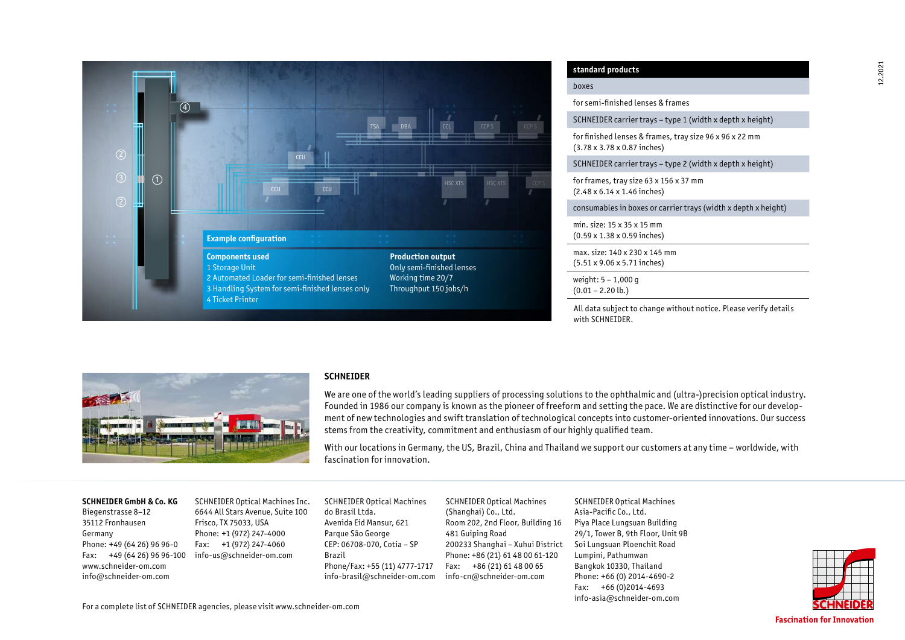**Example configuration**

**Components used**
1 Storage Unit
2 Automated Loader for semi-finished lenses
3 Handling System for semi-finished lenses only
4 Ticket Printer

**Production output**
Only semi-finished lenses
Working time 20/7
Throughput 150 jobs/h

| standard products |
|---|
| boxes |
| for semi-finished lenses & frames |
| SCHNEIDER carrier trays – type 1 (width x depth x height) |
| for finished lenses & frames, tray size 96 x 96 x 22 mm (3.78 x 3.78 x 0.87 inches) |
| SCHNEIDER carrier trays – type 2 (width x depth x height) |
| for frames, tray size 63 x 156 x 37 mm (2.48 x 6.14 x 1.46 inches) |
| consumables in boxes or carrier trays (width x depth x height) |
| min. size: 15 x 35 x 15 mm (0.59 x 1.38 x 0.59 inches) |
| max. size: 140 x 230 x 145 mm (5.51 x 9.06 x 5.71 inches) |
| weight: 5 – 1,000 g (0.01 – 2.20 lb.) |

All data subject to change without notice. Please verify details with SCHNEIDER.

12.2021

## SCHNEIDER

We are one of the world's leading suppliers of processing solutions to the ophthalmic and (ultra-)precision optical industry. Founded in 1986 our company is known as the pioneer of freeform and setting the pace. We are distinctive for our development of new technologies and swift translation of technological concepts into customer-oriented innovations. Our success stems from the creativity, commitment and enthusiasm of our highly qualified team.

With our locations in Germany, the US, Brazil, China and Thailand we support our customers at any time – worldwide, with fascination for innovation.

**SCHNEIDER GmbH & Co. KG**
Biegenstrasse 8–12
35112 Fronhausen
Germany
Phone: +49 (64 26) 96 96-0
Fax: +49 (64 26) 96 96-100
www.schneider-om.com
info@schneider-om.com

SCHNEIDER Optical Machines Inc.
6644 All Stars Avenue, Suite 100
Frisco, TX 75033, USA
Phone: +1 (972) 247-4000
Fax: +1 (972) 247-4060
info-us@schneider-om.com

SCHNEIDER Optical Machines do Brasil Ltda.
Avenida Eid Mansur, 621
Parque São George
CEP: 06708-070, Cotia – SP
Brazil
Phone/Fax: +55 (11) 4777-1717
info-brasil@schneider-om.com

SCHNEIDER Optical Machines (Shanghai) Co., Ltd.
Room 202, 2nd Floor, Building 16
481 Guiping Road
200233 Shanghai – Xuhui District
Phone: +86 (21) 61 48 00 61-120
Fax: +86 (21) 61 48 00 65
info-cn@schneider-om.com

SCHNEIDER Optical Machines Asia-Pacific Co., Ltd.
Piya Place Lungsuan Building
29/1, Tower B, 9th Floor, Unit 9B
Soi Lungsuan Ploenchit Road
Lumpini, Pathumwan
Bangkok 10330, Thailand
Phone: +66 (0) 2014-4690-2
Fax: +66 (0)2014-4693
info-asia@schneider-om.com

For a complete list of SCHNEIDER agencies, please visit www.schneider-om.com

SCHNEIDER
**Fascination for Innovation**